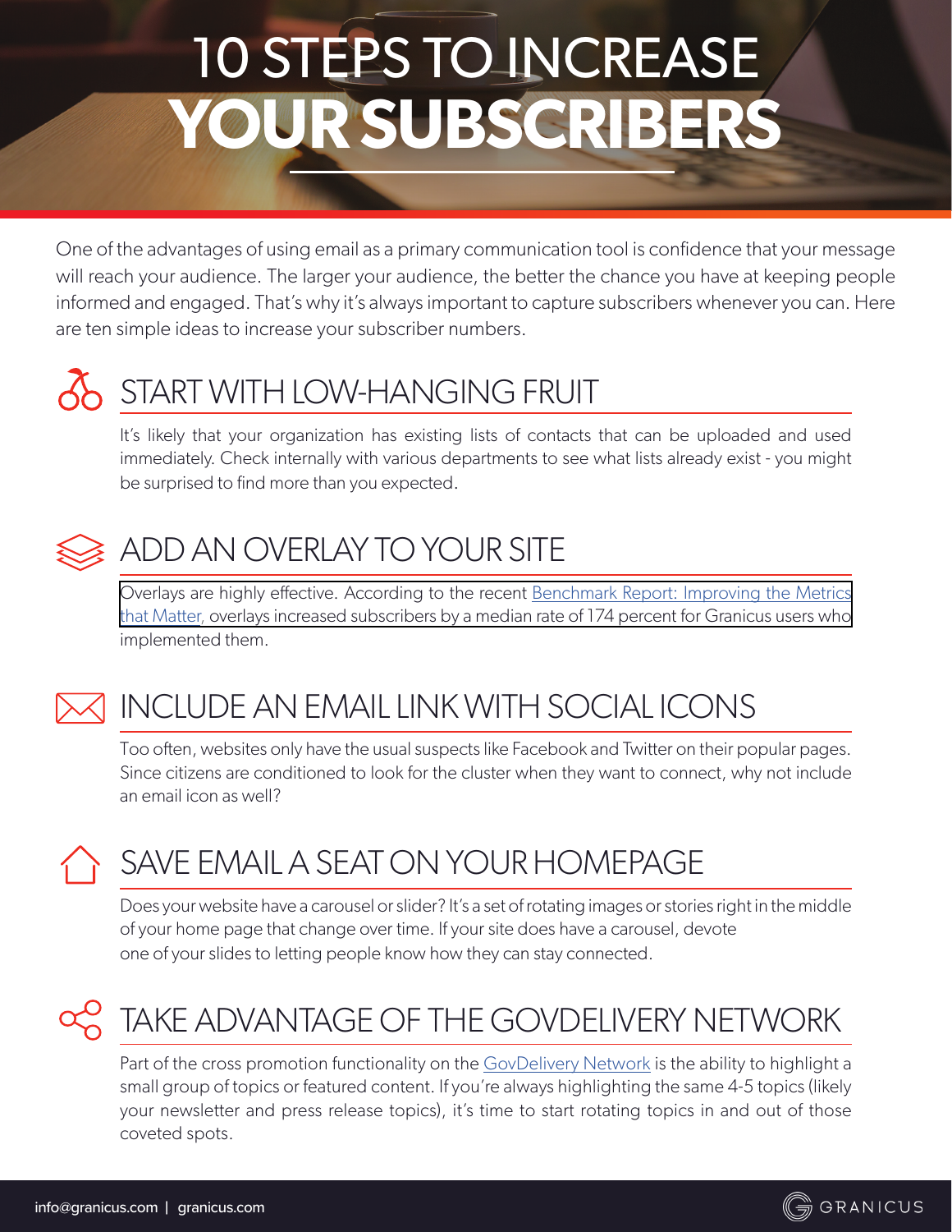# 10 STEPS TO INCREASE YOUR SUBSCRIBERS

One of the advantages of using email as a primary communication tool is confidence that your message will reach your audience. The larger your audience, the better the chance you have at keeping people informed and engaged. That's why it's always important to capture subscribers whenever you can. Here are ten simple ideas to increase your subscriber numbers.

## START WITH LOW-HANGING FRUIT

It's likely that your organization has existing lists of contacts that can be uploaded and used immediately. Check internally with various departments to see what lists already exist - you might be surprised to find more than you expected.

## ADD AN OVERLAY TO YOUR SITE

Overlays are highly effective. According to the recent Benchmark Report: Improving the Metrics that Matter, overlays increased subscribers by a median rate of 174 percent for Granicus users who implemented them.

## INCLUDE AN EMAIL LINK WITH SOCIAL ICONS

Too often, websites only have the usual suspects like Facebook and Twitter on their popular pages. Since citizens are conditioned to look for the cluster when they want to connect, why not include an email icon as well?

## SAVE EMAIL A SEAT ON YOUR HOMEPAGE

Does your website have a carousel or slider? It's a set of rotating images or stories right in the middle of your home page that change over time. If your site does have a carousel, devote one of your slides to letting people know how they can stay connected.

## TAKE ADVANTAGE OF THE GOVDELIVERY NETWORK

Part of the cross promotion functionality on the GovDelivery Network is the ability to highlight a small group of topics or featured content. If you're always highlighting the same 4-5 topics (likely your newsletter and press release topics), it's time to start rotating topics in and out of those coveted spots.

info@granicus.com | granicus.com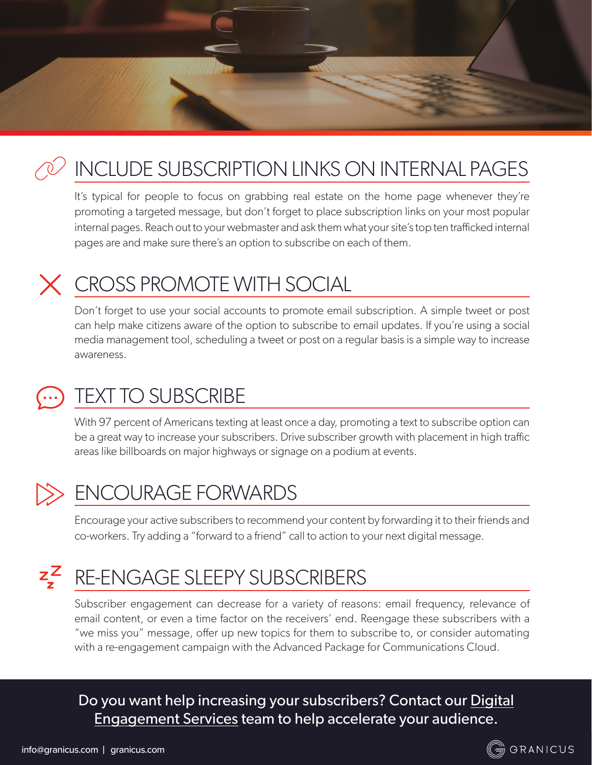## INCLUDE SUBSCRIPTION LINKS ON INTERNAL PAGES

It's typical for people to focus on grabbing real estate on the home page whenever they're promoting a targeted message, but don't forget to place subscription links on your most popular internal pages. Reach out to your webmaster and ask them what your site's top ten trafficked internal pages are and make sure there's an option to subscribe on each of them.

## CROSS PROMOTE WITH SOCIAL

Don't forget to use your social accounts to promote email subscription. A simple tweet or post can help make citizens aware of the option to subscribe to email updates. If you're using a social media management tool, scheduling a tweet or post on a regular basis is a simple way to increase awareness.

## TEXT TO SUBSCRIBE

With 97 percent of Americans texting at least once a day, promoting a text to subscribe option can be a great way to increase your subscribers. Drive subscriber growth with placement in high traffic areas like billboards on major highways or signage on a podium at events.

## ENCOURAGE FORWARDS

Encourage your active subscribers to recommend your content by forwarding it to their friends and co-workers. Try adding a "forward to a friend" call to action to your next digital message.

## RE-ENGAGE SLEEPY SUBSCRIBERS

Subscriber engagement can decrease for a variety of reasons: email frequency, relevance of email content, or even a time factor on the receivers' end. Reengage these subscribers with a "we miss you" message, offer up new topics for them to subscribe to, or consider automating with a re-engagement campaign with the Advanced Package for Communications Cloud.

Do you want help increasing your subscribers? Contact our Digital Engagement Services team to help accelerate your audience.

info@granicus.com | granicus.com

GRANICUS